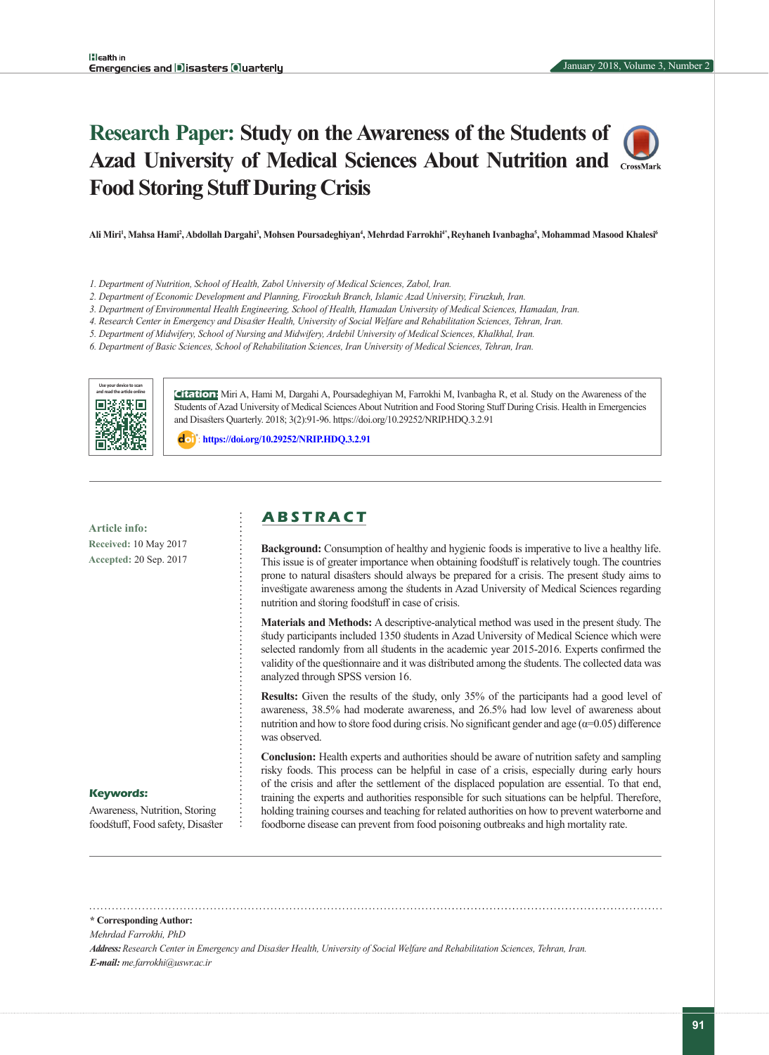# Research Paper: Study on the Awareness of the Students of Azad University of Medical Sciences About Nutrition and Food Storing Stuff During Crisis

**Ali Miri[1], Mahsa Hami[2], Abdollah Dargahi[3], Mohsen Poursadeghiyan[4], Mehrdad Farrokhi[4*], Reyhaneh Ivanbagha[5], Mohammad Masood Khalesi[6]**

1. *Department of Nutrition, School of Health, Zabol University of Medical Sciences, Zabol, Iran.*
2. *Department of Economic Development and Planning, Firoozkuh Branch, Islamic Azad University, Firuzkuh, Iran.*
3. *Department of Environmental Health Engineering, School of Health, Hamadan University of Medical Sciences, Hamadan, Iran.*
4. *Research Center in Emergency and Disaster Health, University of Social Welfare and Rehabilitation Sciences, Tehran, Iran.*
5. *Department of Midwifery, School of Nursing and Midwifery, Ardebil University of Medical Sciences, Khalkhal, Iran.*
6. *Department of Basic Sciences, School of Rehabilitation Sciences, Iran University of Medical Sciences, Tehran, Iran.*

**Citation:** Miri A, Hami M, Dargahi A, Poursadeghiyan M, Farrokhi M, Ivanbagha R, et al. Study on the Awareness of the Students of Azad University of Medical Sciences About Nutrition and Food Storing Stuff During Crisis. Health in Emergencies and Disasters Quarterly. 2018; 3(2):91-96. https://doi.org/10.29252/NRIP.HDQ.3.2.91

**doi:** https://doi.org/10.29252/NRIP.HDQ.3.2.91

**Article info:**
**Received:** 10 May 2017
**Accepted:** 20 Sep. 2017

**Keywords:**
Awareness, Nutrition, Storing foodstuff, Food safety, Disaster

## ABSTRACT

**Background:** Consumption of healthy and hygienic foods is imperative to live a healthy life. This issue is of greater importance when obtaining foodstuff is relatively tough. The countries prone to natural disasters should always be prepared for a crisis. The present study aims to investigate awareness among the students in Azad University of Medical Sciences regarding nutrition and storing foodstuff in case of crisis.

**Materials and Methods:** A descriptive-analytical method was used in the present study. The study participants included 1350 students in Azad University of Medical Science which were selected randomly from all students in the academic year 2015-2016. Experts confirmed the validity of the questionnaire and it was distributed among the students. The collected data was analyzed through SPSS version 16.

**Results:** Given the results of the study, only 35% of the participants had a good level of awareness, 38.5% had moderate awareness, and 26.5% had low level of awareness about nutrition and how to store food during crisis. No significant gender and age ($\alpha$=0.05) difference was observed.

**Conclusion:** Health experts and authorities should be aware of nutrition safety and sampling risky foods. This process can be helpful in case of a crisis, especially during early hours of the crisis and after the settlement of the displaced population are essential. To that end, training the experts and authorities responsible for such situations can be helpful. Therefore, holding training courses and teaching for related authorities on how to prevent waterborne and foodborne disease can prevent from food poisoning outbreaks and high mortality rate.

---

**\* Corresponding Author:**
*Mehrdad Farrokhi, PhD*
***Address:*** *Research Center in Emergency and Disaster Health, University of Social Welfare and Rehabilitation Sciences, Tehran, Iran.*
***E-mail:*** *me.farrokhi@uswr.ac.ir*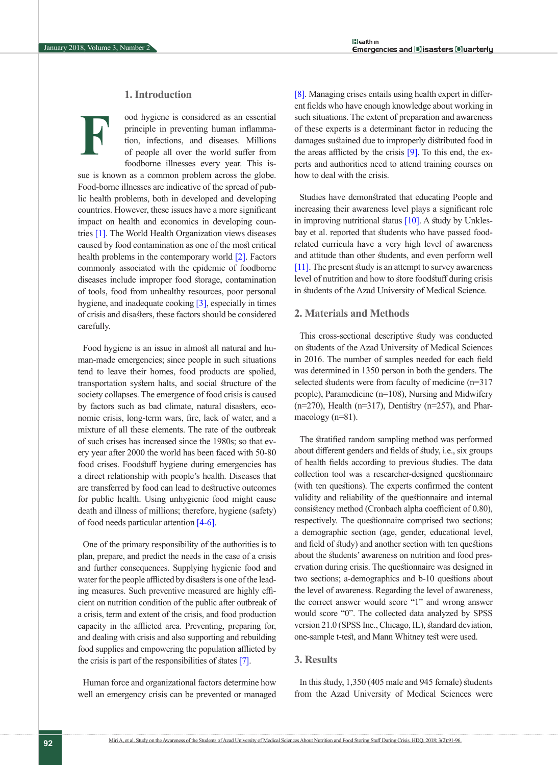## 1. Introduction

Food hygiene is considered as an essential principle in preventing human inflammation, infections, and diseases. Millions of people all over the world suffer from foodborne illnesses every year. This issue is known as a common problem across the globe. Food-borne illnesses are indicative of the spread of public health problems, both in developed and developing countries. However, these issues have a more significant impact on health and economics in developing countries [1]. The World Health Organization views diseases caused by food contamination as one of the most critical health problems in the contemporary world [2]. Factors commonly associated with the epidemic of foodborne diseases include improper food storage, contamination of tools, food from unhealthy resources, poor personal hygiene, and inadequate cooking [3], especially in times of crisis and disasters, these factors should be considered carefully.

Food hygiene is an issue in almost all natural and human-made emergencies; since people in such situations tend to leave their homes, food products are spoiled, transportation system halts, and social structure of the society collapses. The emergence of food crisis is caused by factors such as bad climate, natural disasters, economic crisis, long-term wars, fire, lack of water, and a mixture of all these elements. The rate of the outbreak of such crises has increased since the 1980s; so that every year after 2000 the world has been faced with 50-80 food crises. Foodstuff hygiene during emergencies has a direct relationship with people's health. Diseases that are transferred by food can lead to destructive outcomes for public health. Using unhygienic food might cause death and illness of millions; therefore, hygiene (safety) of food needs particular attention [4-6].

One of the primary responsibility of the authorities is to plan, prepare, and predict the needs in the case of a crisis and further consequences. Supplying hygienic food and water for the people afflicted by disasters is one of the leading measures. Such preventive measured are highly efficient on nutrition condition of the public after outbreak of a crisis, term and extent of the crisis, and food production capacity in the afflicted area. Preventing, preparing for, and dealing with crisis and also supporting and rebuilding food supplies and empowering the population afflicted by the crisis is part of the responsibilities of states [7].

Human force and organizational factors determine how well an emergency crisis can be prevented or managed [8]. Managing crises entails using health expert in different fields who have enough knowledge about working in such situations. The extent of preparation and awareness of these experts is a determinant factor in reducing the damages sustained due to improperly distributed food in the areas afflicted by the crisis [9]. To this end, the experts and authorities need to attend training courses on how to deal with the crisis.

Studies have demonstrated that educating People and increasing their awareness level plays a significant role in improving nutritional status [10]. A study by Unklesbay et al. reported that students who have passed food-related curricula have a very high level of awareness and attitude than other students, and even perform well [11]. The present study is an attempt to survey awareness level of nutrition and how to store foodstuff during crisis in students of the Azad University of Medical Science.

## 2. Materials and Methods

This cross-sectional descriptive study was conducted on students of the Azad University of Medical Sciences in 2016. The number of samples needed for each field was determined in 1350 person in both the genders. The selected students were from faculty of medicine (n=317 people), Paramedicine (n=108), Nursing and Midwifery (n=270), Health (n=317), Dentistry (n=257), and Pharmacology (n=81).

The stratified random sampling method was performed about different genders and fields of study, i.e., six groups of health fields according to previous studies. The data collection tool was a researcher-designed questionnaire (with ten questions). The experts confirmed the content validity and reliability of the questionnaire and internal consistency method (Cronbach alpha coefficient of 0.80), respectively. The questionnaire comprised two sections; a demographic section (age, gender, educational level, and field of study) and another section with ten questions about the students' awareness on nutrition and food preservation during crisis. The questionnaire was designed in two sections; a-demographics and b-10 questions about the level of awareness. Regarding the level of awareness, the correct answer would score "1" and wrong answer would score "0". The collected data analyzed by SPSS version 21.0 (SPSS Inc., Chicago, IL), standard deviation, one-sample t-test, and Mann Whitney test were used.

## 3. Results

In this study, 1,350 (405 male and 945 female) students from the Azad University of Medical Sciences were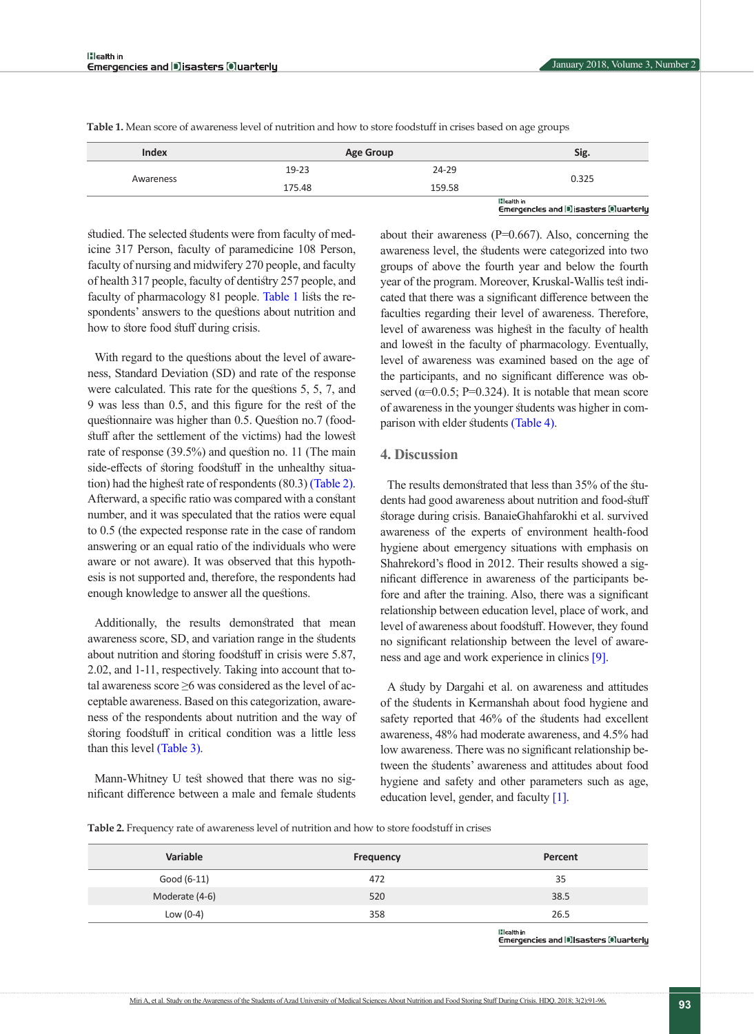**Table 1.** Mean score of awareness level of nutrition and how to store foodstuff in crises based on age groups

| Index | Age Group | | Sig. |
|---|---|---|---|
| | 19-23 | 24-29 | |
| Awareness | 175.48 | 159.58 | 0.325 |

studied. The selected students were from faculty of medicine 317 Person, faculty of paramedicine 108 Person, faculty of nursing and midwifery 270 people, and faculty of health 317 people, faculty of dentistry 257 people, and faculty of pharmacology 81 people. Table 1 lists the respondents' answers to the questions about nutrition and how to store food stuff during crisis.

With regard to the questions about the level of awareness, Standard Deviation (SD) and rate of the response were calculated. This rate for the questions 5, 5, 7, and 9 was less than 0.5, and this figure for the rest of the questionnaire was higher than 0.5. Question no.7 (foodstuff after the settlement of the victims) had the lowest rate of response (39.5%) and question no. 11 (The main side-effects of storing foodstuff in the unhealthy situation) had the highest rate of respondents (80.3) (Table 2). Afterward, a specific ratio was compared with a constant number, and it was speculated that the ratios were equal to 0.5 (the expected response rate in the case of random answering or an equal ratio of the individuals who were aware or not aware). It was observed that this hypothesis is not supported and, therefore, the respondents had enough knowledge to answer all the questions.

Additionally, the results demonstrated that mean awareness score, SD, and variation range in the students about nutrition and storing foodstuff in crisis were 5.87, 2.02, and 1-11, respectively. Taking into account that total awareness score ≥6 was considered as the level of acceptable awareness. Based on this categorization, awareness of the respondents about nutrition and the way of storing foodstuff in critical condition was a little less than this level (Table 3).

Mann-Whitney U test showed that there was no significant difference between a male and female students about their awareness (P=0.667). Also, concerning the awareness level, the students were categorized into two groups of above the fourth year and below the fourth year of the program. Moreover, Kruskal-Wallis test indicated that there was a significant difference between the faculties regarding their level of awareness. Therefore, level of awareness was highest in the faculty of health and lowest in the faculty of pharmacology. Eventually, level of awareness was examined based on the age of the participants, and no significant difference was observed (α=0.0.5; P=0.324). It is notable that mean score of awareness in the younger students was higher in comparison with elder students (Table 4).

## 4. Discussion

The results demonstrated that less than 35% of the students had good awareness about nutrition and food-stuff storage during crisis. BanaieGhahfarokhi et al. survived awareness of the experts of environment health-food hygiene about emergency situations with emphasis on Shahrekord's flood in 2012. Their results showed a significant difference in awareness of the participants before and after the training. Also, there was a significant relationship between education level, place of work, and level of awareness about foodstuff. However, they found no significant relationship between the level of awareness and age and work experience in clinics [9].

A study by Dargahi et al. on awareness and attitudes of the students in Kermanshah about food hygiene and safety reported that 46% of the students had excellent awareness, 48% had moderate awareness, and 4.5% had low awareness. There was no significant relationship between the students' awareness and attitudes about food hygiene and safety and other parameters such as age, education level, gender, and faculty [1].

**Table 2.** Frequency rate of awareness level of nutrition and how to store foodstuff in crises

| Variable | Frequency | Percent |
|---|---|---|
| Good (6-11) | 472 | 35 |
| Moderate (4-6) | 520 | 38.5 |
| Low (0-4) | 358 | 26.5 |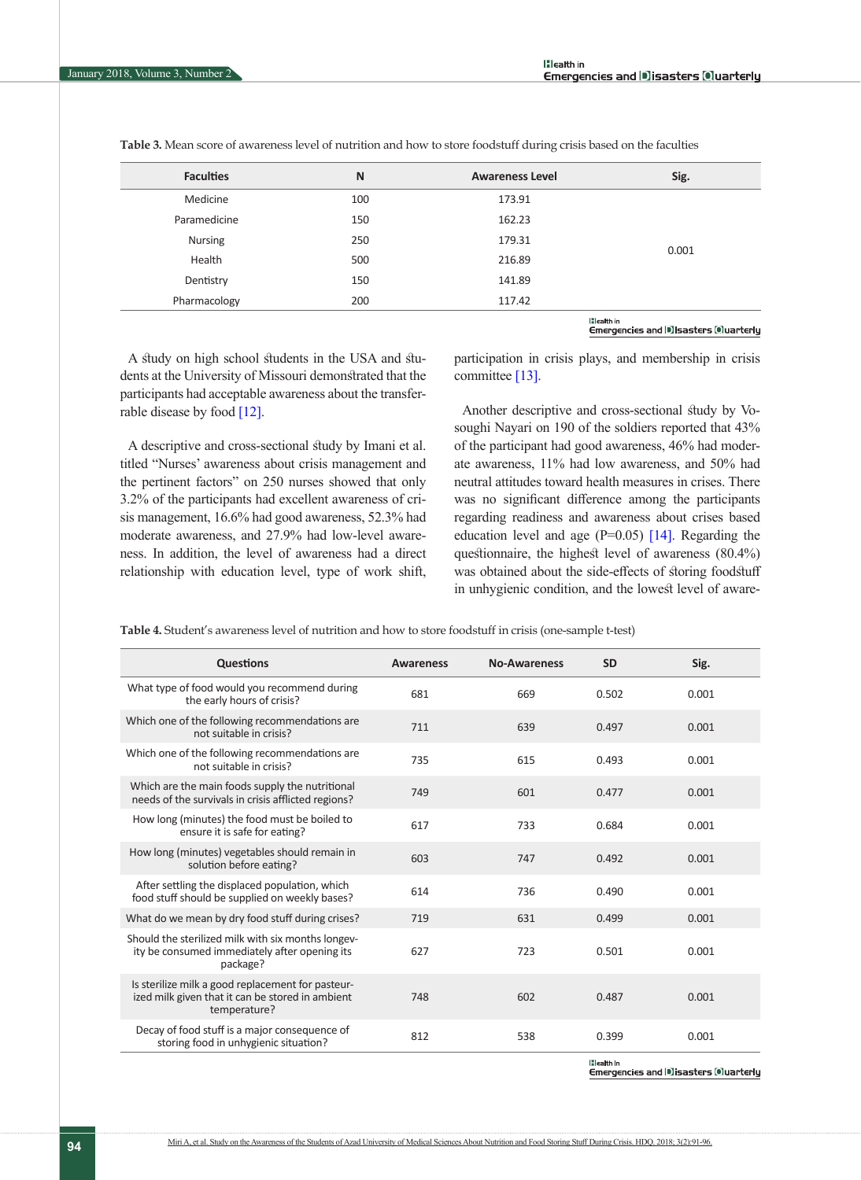**Table 3.** Mean score of awareness level of nutrition and how to store foodstuff during crisis based on the faculties

| Faculties | N | Awareness Level | Sig. |
|---|---|---|---|
| Medicine | 100 | 173.91 | |
| Paramedicine | 150 | 162.23 | |
| Nursing | 250 | 179.31 | 0.001 |
| Health | 500 | 216.89 | |
| Dentistry | 150 | 141.89 | |
| Pharmacology | 200 | 117.42 | |

A study on high school students in the USA and students at the University of Missouri demonstrated that the participants had acceptable awareness about the transferrable disease by food [12].

A descriptive and cross-sectional study by Imani et al. titled "Nurses' awareness about crisis management and the pertinent factors" on 250 nurses showed that only 3.2% of the participants had excellent awareness of crisis management, 16.6% had good awareness, 52.3% had moderate awareness, and 27.9% had low-level awareness. In addition, the level of awareness had a direct relationship with education level, type of work shift, participation in crisis plays, and membership in crisis committee [13].

Another descriptive and cross-sectional study by Vosoughi Nayari on 190 of the soldiers reported that 43% of the participant had good awareness, 46% had moderate awareness, 11% had low awareness, and 50% had neutral attitudes toward health measures in crises. There was no significant difference among the participants regarding readiness and awareness about crises based education level and age (P=0.05) [14]. Regarding the questionnaire, the highest level of awareness (80.4%) was obtained about the side-effects of storing foodstuff in unhygienic condition, and the lowest level of aware-

**Table 4.** Student's awareness level of nutrition and how to store foodstuff in crisis (one-sample t-test)

| Questions | Awareness | No-Awareness | SD | Sig. |
|---|---|---|---|---|
| What type of food would you recommend during the early hours of crisis? | 681 | 669 | 0.502 | 0.001 |
| Which one of the following recommendations are not suitable in crisis? | 711 | 639 | 0.497 | 0.001 |
| Which one of the following recommendations are not suitable in crisis? | 735 | 615 | 0.493 | 0.001 |
| Which are the main foods supply the nutritional needs of the survivals in crisis afflicted regions? | 749 | 601 | 0.477 | 0.001 |
| How long (minutes) the food must be boiled to ensure it is safe for eating? | 617 | 733 | 0.684 | 0.001 |
| How long (minutes) vegetables should remain in solution before eating? | 603 | 747 | 0.492 | 0.001 |
| After settling the displaced population, which food stuff should be supplied on weekly bases? | 614 | 736 | 0.490 | 0.001 |
| What do we mean by dry food stuff during crises? | 719 | 631 | 0.499 | 0.001 |
| Should the sterilized milk with six months longevity be consumed immediately after opening its package? | 627 | 723 | 0.501 | 0.001 |
| Is sterilize milk a good replacement for pasteurized milk given that it can be stored in ambient temperature? | 748 | 602 | 0.487 | 0.001 |
| Decay of food stuff is a major consequence of storing food in unhygienic situation? | 812 | 538 | 0.399 | 0.001 |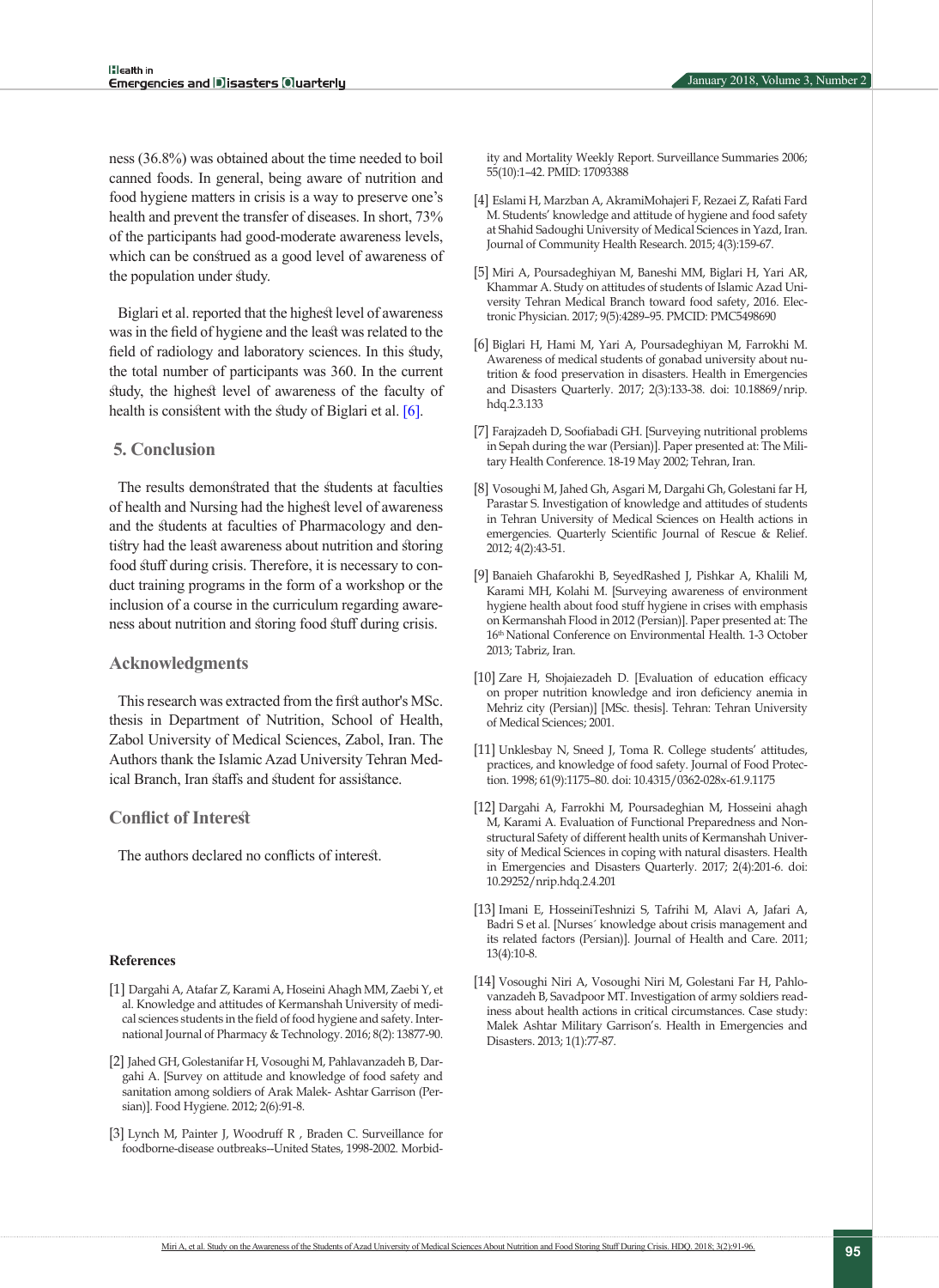ness (36.8%) was obtained about the time needed to boil canned foods. In general, being aware of nutrition and food hygiene matters in crisis is a way to preserve one's health and prevent the transfer of diseases. In short, 73% of the participants had good-moderate awareness levels, which can be construed as a good level of awareness of the population under study.

Biglari et al. reported that the highest level of awareness was in the field of hygiene and the least was related to the field of radiology and laboratory sciences. In this study, the total number of participants was 360. In the current study, the highest level of awareness of the faculty of health is consistent with the study of Biglari et al. [6].

## 5. Conclusion

The results demonstrated that the students at faculties of health and Nursing had the highest level of awareness and the students at faculties of Pharmacology and dentistry had the least awareness about nutrition and storing food stuff during crisis. Therefore, it is necessary to conduct training programs in the form of a workshop or the inclusion of a course in the curriculum regarding awareness about nutrition and storing food stuff during crisis.

## Acknowledgments

This research was extracted from the first author's MSc. thesis in Department of Nutrition, School of Health, Zabol University of Medical Sciences, Zabol, Iran. The Authors thank the Islamic Azad University Tehran Medical Branch, Iran staffs and student for assistance.

## Conflict of Interest

The authors declared no conflicts of interest.

## References

[1] Dargahi A, Atafar Z, Karami A, Hoseini Ahagh MM, Zaebi Y, et al. Knowledge and attitudes of Kermanshah University of medical sciences students in the field of food hygiene and safety. International Journal of Pharmacy & Technology. 2016; 8(2): 13877-90.

[2] Jahed GH, Golestanifar H, Vosoughi M, Pahlavanzadeh B, Dargahi A. [Survey on attitude and knowledge of food safety and sanitation among soldiers of Arak Malek- Ashtar Garrison (Persian)]. Food Hygiene. 2012; 2(6):91-8.

[3] Lynch M, Painter J, Woodruff R , Braden C. Surveillance for foodborne-disease outbreaks--United States, 1998-2002. Morbidity and Mortality Weekly Report. Surveillance Summaries 2006; 55(10):1–42. PMID: 17093388

[4] Eslami H, Marzban A, AkramiMohajeri F, Rezaei Z, Rafati Fard M. Students' knowledge and attitude of hygiene and food safety at Shahid Sadoughi University of Medical Sciences in Yazd, Iran. Journal of Community Health Research. 2015; 4(3):159-67.

[5] Miri A, Poursadeghiyan M, Baneshi MM, Biglari H, Yari AR, Khammar A. Study on attitudes of students of Islamic Azad University Tehran Medical Branch toward food safety, 2016. Electronic Physician. 2017; 9(5):4289–95. PMCID: PMC5498690

[6] Biglari H, Hami M, Yari A, Poursadeghiyan M, Farrokhi M. Awareness of medical students of gonabad university about nutrition & food preservation in disasters. Health in Emergencies and Disasters Quarterly. 2017; 2(3):133-38. doi: 10.18869/nrip.hdq.2.3.133

[7] Farajzadeh D, Soofiabadi GH. [Surveying nutritional problems in Sepah during the war (Persian)]. Paper presented at: The Military Health Conference. 18-19 May 2002; Tehran, Iran.

[8] Vosoughi M, Jahed Gh, Asgari M, Dargahi Gh, Golestani far H, Parastar S. Investigation of knowledge and attitudes of students in Tehran University of Medical Sciences on Health actions in emergencies. Quarterly Scientific Journal of Rescue & Relief. 2012; 4(2):43-51.

[9] Banaieh Ghafarokhi B, SeyedRashed J, Pishkar A, Khalili M, Karami MH, Kolahi M. [Surveying awareness of environment hygiene health about food stuff hygiene in crises with emphasis on Kermanshah Flood in 2012 (Persian)]. Paper presented at: The 16th National Conference on Environmental Health. 1-3 October 2013; Tabriz, Iran.

[10] Zare H, Shojaiezadeh D. [Evaluation of education efficacy on proper nutrition knowledge and iron deficiency anemia in Mehriz city (Persian)] [MSc. thesis]. Tehran: Tehran University of Medical Sciences; 2001.

[11] Unklesbay N, Sneed J, Toma R. College students' attitudes, practices, and knowledge of food safety. Journal of Food Protection. 1998; 61(9):1175–80. doi: 10.4315/0362-028x-61.9.1175

[12] Dargahi A, Farrokhi M, Poursadeghian M, Hosseini ahagh M, Karami A. Evaluation of Functional Preparedness and Nonstructural Safety of different health units of Kermanshah University of Medical Sciences in coping with natural disasters. Health in Emergencies and Disasters Quarterly. 2017; 2(4):201-6. doi: 10.29252/nrip.hdq.2.4.201

[13] Imani E, HosseiniTeshnizi S, Tafrihi M, Alavi A, Jafari A, Badri S et al. [Nurses´ knowledge about crisis management and its related factors (Persian)]. Journal of Health and Care. 2011; 13(4):10-8.

[14] Vosoughi Niri A, Vosoughi Niri M, Golestani Far H, Pahlovanzadeh B, Savadpoor MT. Investigation of army soldiers readiness about health actions in critical circumstances. Case study: Malek Ashtar Military Garrison's. Health in Emergencies and Disasters. 2013; 1(1):77-87.